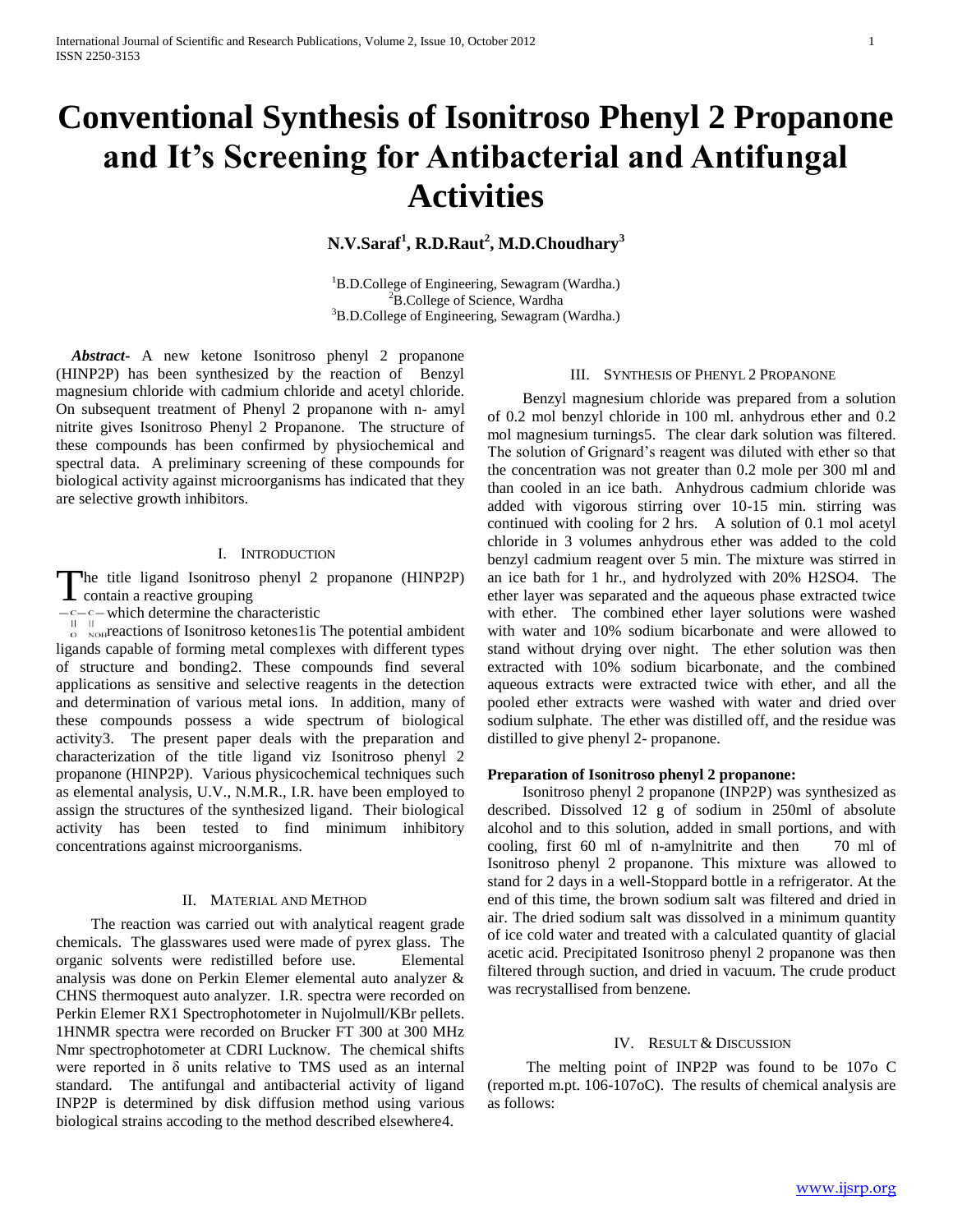# Conventional Synthesis of Isonitroso Phenyl 2 Propanone and It's Screening for Antibacterial and Antifungal Activities

**N.V.Saraf[1], R.D.Raut[2], M.D.Choudhary[3]**

[1]B.D.College of Engineering, Sewagram (Wardha.)
[2]B.College of Science, Wardha
[3]B.D.College of Engineering, Sewagram (Wardha.)

***Abstract***- A new ketone Isonitroso phenyl 2 propanone (HINP2P) has been synthesized by the reaction of Benzyl magnesium chloride with cadmium chloride and acetyl chloride. On subsequent treatment of Phenyl 2 propanone with n- amyl nitrite gives Isonitroso Phenyl 2 Propanone. The structure of these compounds has been confirmed by physiochemical and spectral data. A preliminary screening of these compounds for biological activity against microorganisms has indicated that they are selective growth inhibitors.

## I. Introduction

The title ligand Isonitroso phenyl 2 propanone (HINP2P) contain a reactive grouping

$-\underset{\underset{O}{\|}}{C}-\underset{\underset{NOH}{\|}}{C}-$ which determine the characteristic reactions of Isonitroso ketones1is The potential ambident ligands capable of forming metal complexes with different types of structure and bonding2. These compounds find several applications as sensitive and selective reagents in the detection and determination of various metal ions. In addition, many of these compounds possess a wide spectrum of biological activity3. The present paper deals with the preparation and characterization of the title ligand viz Isonitroso phenyl 2 propanone (HINP2P). Various physicochemical techniques such as elemental analysis, U.V., N.M.R., I.R. have been employed to assign the structures of the synthesized ligand. Their biological activity has been tested to find minimum inhibitory concentrations against microorganisms.

## II. Material and Method

The reaction was carried out with analytical reagent grade chemicals. The glasswares used were made of pyrex glass. The organic solvents were redistilled before use. Elemental analysis was done on Perkin Elemer elemental auto analyzer & CHNS thermoquest auto analyzer. I.R. spectra were recorded on Perkin Elemer RX1 Spectrophotometer in Nujolmull/KBr pellets. 1HNMR spectra were recorded on Brucker FT 300 at 300 MHz Nmr spectrophotometer at CDRI Lucknow. The chemical shifts were reported in δ units relative to TMS used as an internal standard. The antifungal and antibacterial activity of ligand INP2P is determined by disk diffusion method using various biological strains accoding to the method described elsewhere4.

## III. Synthesis of Phenyl 2 Propanone

Benzyl magnesium chloride was prepared from a solution of 0.2 mol benzyl chloride in 100 ml. anhydrous ether and 0.2 mol magnesium turnings5. The clear dark solution was filtered. The solution of Grignard's reagent was diluted with ether so that the concentration was not greater than 0.2 mole per 300 ml and than cooled in an ice bath. Anhydrous cadmium chloride was added with vigorous stirring over 10-15 min. stirring was continued with cooling for 2 hrs. A solution of 0.1 mol acetyl chloride in 3 volumes anhydrous ether was added to the cold benzyl cadmium reagent over 5 min. The mixture was stirred in an ice bath for 1 hr., and hydrolyzed with 20% $H_2SO_4$. The ether layer was separated and the aqueous phase extracted twice with ether. The combined ether layer solutions were washed with water and 10% sodium bicarbonate and were allowed to stand without drying over night. The ether solution was then extracted with 10% sodium bicarbonate, and the combined aqueous extracts were extracted twice with ether, and all the pooled ether extracts were washed with water and dried over sodium sulphate. The ether was distilled off, and the residue was distilled to give phenyl 2- propanone.

**Preparation of Isonitroso phenyl 2 propanone:**

Isonitroso phenyl 2 propanone (INP2P) was synthesized as described. Dissolved 12 g of sodium in 250ml of absolute alcohol and to this solution, added in small portions, and with cooling, first 60 ml of n-amylnitrite and then 70 ml of Isonitroso phenyl 2 propanone. This mixture was allowed to stand for 2 days in a well-Stoppard bottle in a refrigerator. At the end of this time, the brown sodium salt was filtered and dried in air. The dried sodium salt was dissolved in a minimum quantity of ice cold water and treated with a calculated quantity of glacial acetic acid. Precipitated Isonitroso phenyl 2 propanone was then filtered through suction, and dried in vacuum. The crude product was recrystallised from benzene.

## IV. Result & Discussion

The melting point of INP2P was found to be 107o C (reported m.pt. 106-107oC). The results of chemical analysis are as follows: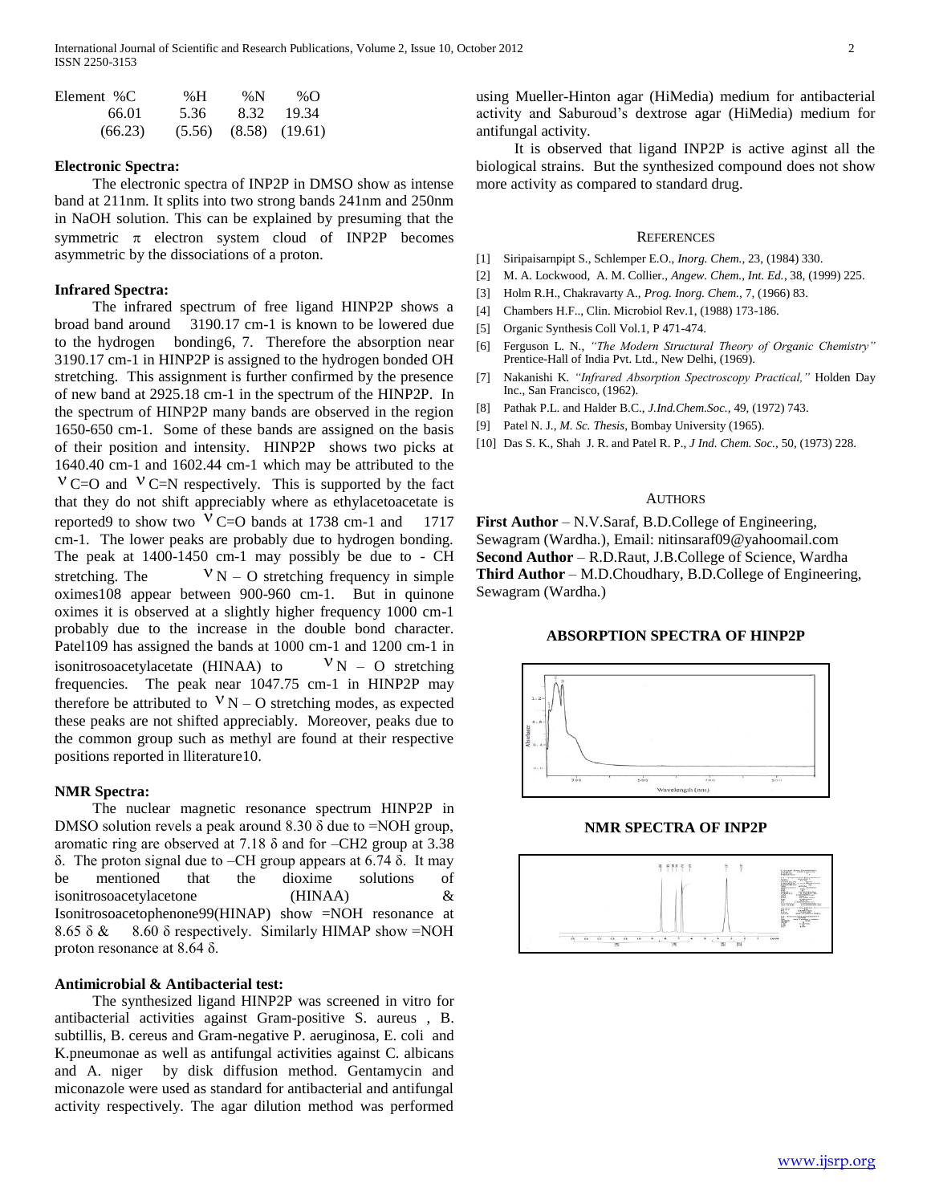| Element %C | %H | %N | %O |
|---|---|---|---|
| 66.01 | 5.36 | 8.32 | 19.34 |
| (66.23) | (5.56) | (8.58) | (19.61) |

**Electronic Spectra:**

The electronic spectra of INP2P in DMSO show as intense band at 211nm. It splits into two strong bands 241nm and 250nm in NaOH solution. This can be explained by presuming that the symmetric π electron system cloud of INP2P becomes asymmetric by the dissociations of a proton.

**Infrared Spectra:**

The infrared spectrum of free ligand HINP2P shows a broad band around 3190.17 cm-1 is known to be lowered due to the hydrogen bonding6, 7. Therefore the absorption near 3190.17 cm-1 in HINP2P is assigned to the hydrogen bonded OH stretching. This assignment is further confirmed by the presence of new band at 2925.18 cm-1 in the spectrum of the HINP2P. In the spectrum of HINP2P many bands are observed in the region 1650-650 cm-1. Some of these bands are assigned on the basis of their position and intensity. HINP2P shows two picks at 1640.40 cm-1 and 1602.44 cm-1 which may be attributed to the ν C=O and ν C=N respectively. This is supported by the fact that they do not shift appreciably where as ethylacetoacetate is reported9 to show two ν C=O bands at 1738 cm-1 and 1717 cm-1. The lower peaks are probably due to hydrogen bonding. The peak at 1400-1450 cm-1 may possibly be due to - CH stretching. The ν N – O stretching frequency in simple oximes108 appear between 900-960 cm-1. But in quinone oximes it is observed at a slightly higher frequency 1000 cm-1 probably due to the increase in the double bond character. Patel109 has assigned the bands at 1000 cm-1 and 1200 cm-1 in isonitrosoacetylacetate (HINAA) to ν N – O stretching frequencies. The peak near 1047.75 cm-1 in HINP2P may therefore be attributed to ν N – O stretching modes, as expected these peaks are not shifted appreciably. Moreover, peaks due to the common group such as methyl are found at their respective positions reported in lliterature10.

**NMR Spectra:**

The nuclear magnetic resonance spectrum HINP2P in DMSO solution revels a peak around 8.30 δ due to =NOH group, aromatic ring are observed at 7.18 δ and for –CH2 group at 3.38 δ. The proton signal due to –CH group appears at 6.74 δ. It may be mentioned that the dioxime solutions of isonitrosoacetylacetone (HINAA) & Isonitrosoacetophenone99(HINAP) show =NOH resonance at 8.65 δ & 8.60 δ respectively. Similarly HIMAP show =NOH proton resonance at 8.64 δ.

**Antimicrobial & Antibacterial test:**

The synthesized ligand HINP2P was screened in vitro for antibacterial activities against Gram-positive S. aureus , B. subtillis, B. cereus and Gram-negative P. aeruginosa, E. coli and K.pneumonae as well as antifungal activities against C. albicans and A. niger by disk diffusion method. Gentamycin and miconazole were used as standard for antibacterial and antifungal activity respectively. The agar dilution method was performed using Mueller-Hinton agar (HiMedia) medium for antibacterial activity and Saburoud's dextrose agar (HiMedia) medium for antifungal activity.

It is observed that ligand INP2P is active aginst all the biological strains. But the synthesized compound does not show more activity as compared to standard drug.

## References

[1] Siripaisarnpipt S., Schlemper E.O., *Inorg. Chem.*, 23, (1984) 330.

[2] M. A. Lockwood, A. M. Collier., *Angew. Chem., Int. Ed.*, 38, (1999) 225.

[3] Holm R.H., Chakravarty A., *Prog. Inorg. Chem.*, 7, (1966) 83.

[4] Chambers H.F.., Clin. Microbiol Rev.1, (1988) 173-186.

[5] Organic Synthesis Coll Vol.1, P 471-474.

[6] Ferguson L. N., *"The Modern Structural Theory of Organic Chemistry"* Prentice-Hall of India Pvt. Ltd., New Delhi, (1969).

[7] Nakanishi K. *"Infrared Absorption Spectroscopy Practical,"* Holden Day Inc., San Francisco, (1962).

[8] Pathak P.L. and Halder B.C., *J.Ind.Chem.Soc.*, 49, (1972) 743.

[9] Patel N. J., *M. Sc. Thesis*, Bombay University (1965).

[10] Das S. K., Shah J. R. and Patel R. P., *J Ind. Chem. Soc.*, 50, (1973) 228.

## Authors

**First Author** – N.V.Saraf, B.D.College of Engineering, Sewagram (Wardha.), Email: nitinsaraf09@yahoomail.com

**Second Author** – R.D.Raut, J.B.College of Science, Wardha

**Third Author** – M.D.Choudhary, B.D.College of Engineering, Sewagram (Wardha.)

**ABSORPTION SPECTRA OF HINP2P**

**NMR SPECTRA OF INP2P**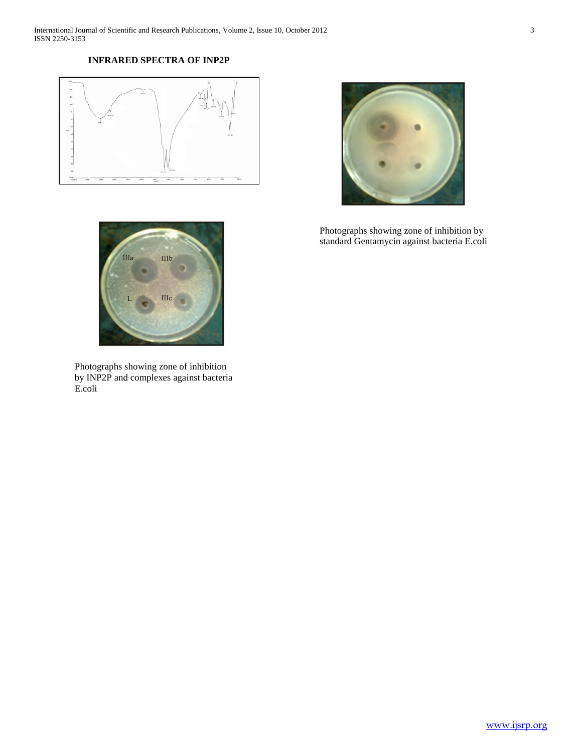**INFRARED SPECTRA OF INP2P**

IIIa IIIb

L IIIc

Photographs showing zone of inhibition by INP2P and complexes against bacteria E.coli

Photographs showing zone of inhibition by standard Gentamycin against bacteria E.coli